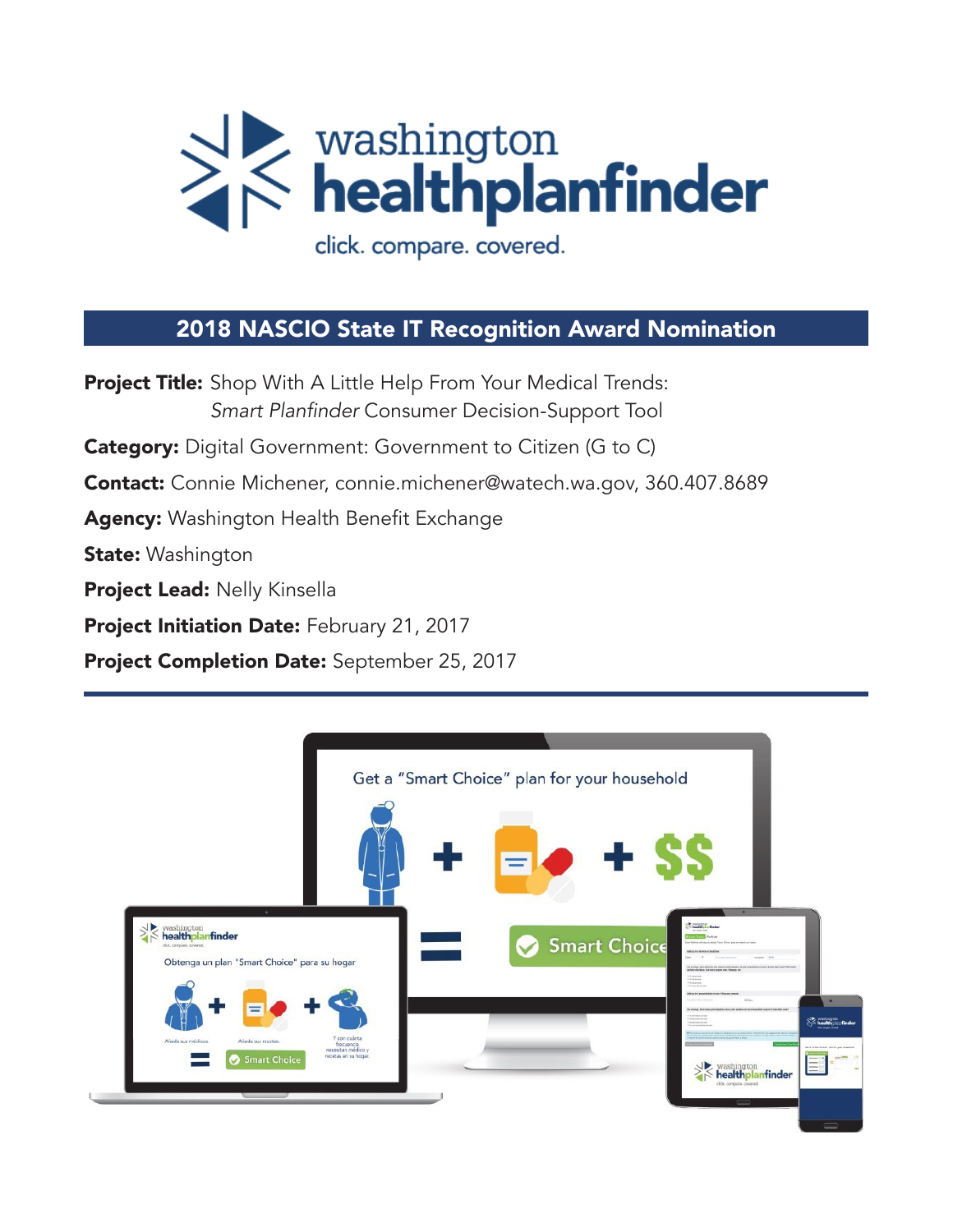washington healthplanfinder

click. compare. covered.

## 2018 NASCIO State IT Recognition Award Nomination

**Project Title:** Shop With A Little Help From Your Medical Trends: *Smart Planfinder* Consumer Decision-Support Tool

**Category:** Digital Government: Government to Citizen (G to C)

**Contact:** Connie Michener, connie.michener@watech.wa.gov, 360.407.8689

**Agency:** Washington Health Benefit Exchange

**State:** Washington

**Project Lead:** Nelly Kinsella

**Project Initiation Date:** February 21, 2017

**Project Completion Date:** September 25, 2017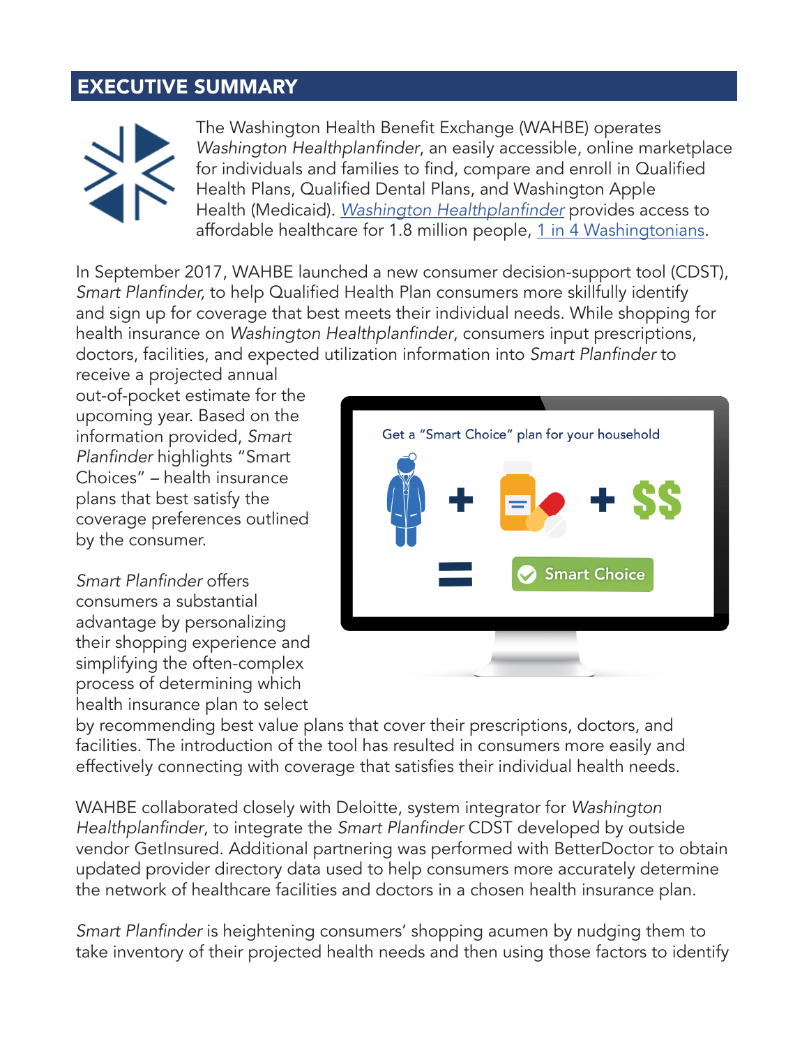## EXECUTIVE SUMMARY

The Washington Health Benefit Exchange (WAHBE) operates *Washington Healthplanfinder*, an easily accessible, online marketplace for individuals and families to find, compare and enroll in Qualified Health Plans, Qualified Dental Plans, and Washington Apple Health (Medicaid). *Washington Healthplanfinder* provides access to affordable healthcare for 1.8 million people, 1 in 4 Washingtonians.

In September 2017, WAHBE launched a new consumer decision-support tool (CDST), *Smart Planfinder,* to help Qualified Health Plan consumers more skillfully identify and sign up for coverage that best meets their individual needs. While shopping for health insurance on *Washington Healthplanfinder*, consumers input prescriptions, doctors, facilities, and expected utilization information into *Smart Planfinder* to receive a projected annual out-of-pocket estimate for the upcoming year. Based on the information provided, *Smart Planfinder* highlights "Smart Choices" – health insurance plans that best satisfy the coverage preferences outlined by the consumer.

*Smart Planfinder* offers consumers a substantial advantage by personalizing their shopping experience and simplifying the often-complex process of determining which health insurance plan to select by recommending best value plans that cover their prescriptions, doctors, and facilities. The introduction of the tool has resulted in consumers more easily and effectively connecting with coverage that satisfies their individual health needs.

WAHBE collaborated closely with Deloitte, system integrator for *Washington Healthplanfinder*, to integrate the *Smart Planfinder* CDST developed by outside vendor GetInsured. Additional partnering was performed with BetterDoctor to obtain updated provider directory data used to help consumers more accurately determine the network of healthcare facilities and doctors in a chosen health insurance plan.

*Smart Planfinder* is heightening consumers' shopping acumen by nudging them to take inventory of their projected health needs and then using those factors to identify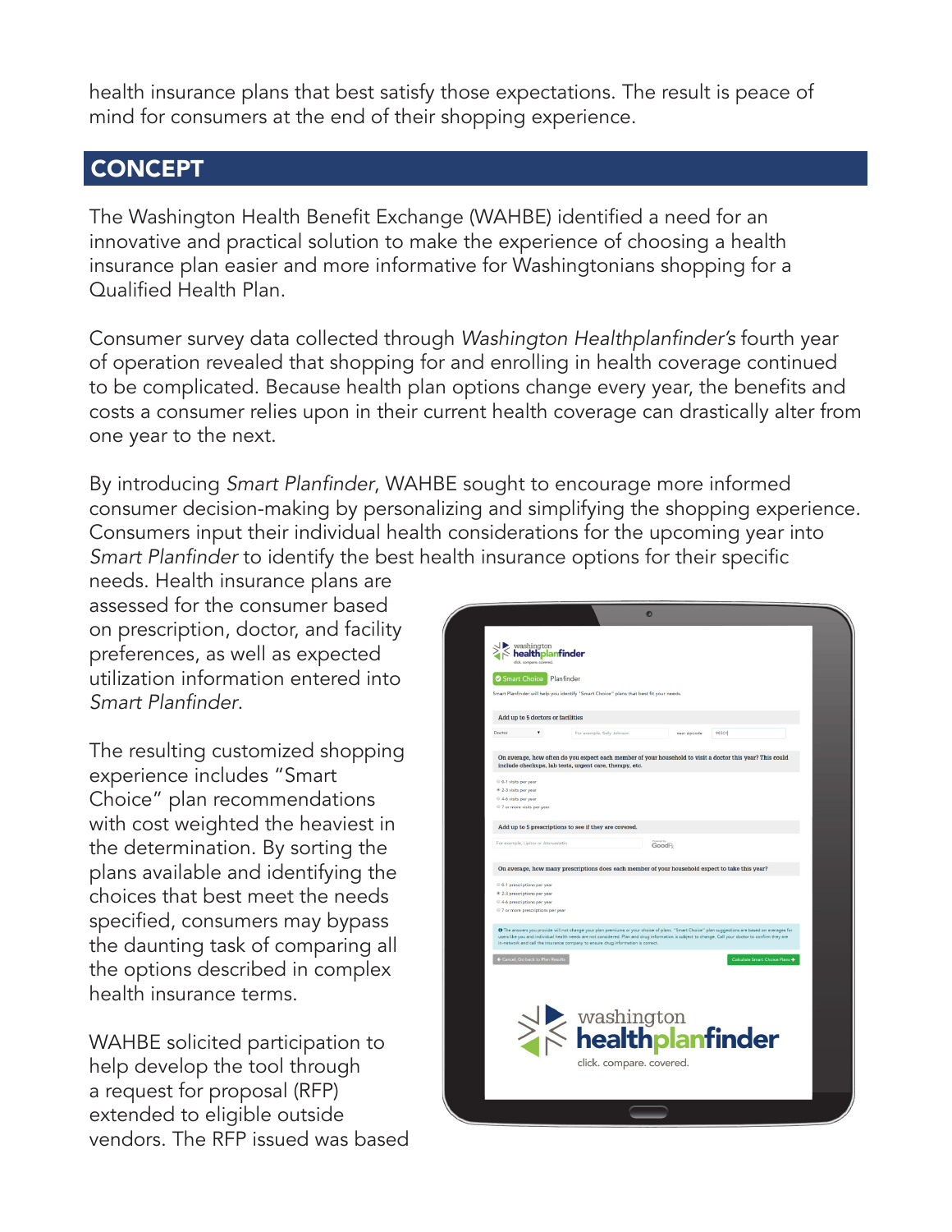health insurance plans that best satisfy those expectations. The result is peace of mind for consumers at the end of their shopping experience.

## CONCEPT

The Washington Health Benefit Exchange (WAHBE) identified a need for an innovative and practical solution to make the experience of choosing a health insurance plan easier and more informative for Washingtonians shopping for a Qualified Health Plan.

Consumer survey data collected through *Washington Healthplanfinder's* fourth year of operation revealed that shopping for and enrolling in health coverage continued to be complicated. Because health plan options change every year, the benefits and costs a consumer relies upon in their current health coverage can drastically alter from one year to the next.

By introducing *Smart Planfinder*, WAHBE sought to encourage more informed consumer decision-making by personalizing and simplifying the shopping experience. Consumers input their individual health considerations for the upcoming year into *Smart Planfinder* to identify the best health insurance options for their specific needs. Health insurance plans are assessed for the consumer based on prescription, doctor, and facility preferences, as well as expected utilization information entered into *Smart Planfinder*.

The resulting customized shopping experience includes "Smart Choice" plan recommendations with cost weighted the heaviest in the determination. By sorting the plans available and identifying the choices that best meet the needs specified, consumers may bypass the daunting task of comparing all the options described in complex health insurance terms.

WAHBE solicited participation to help develop the tool through a request for proposal (RFP) extended to eligible outside vendors. The RFP issued was based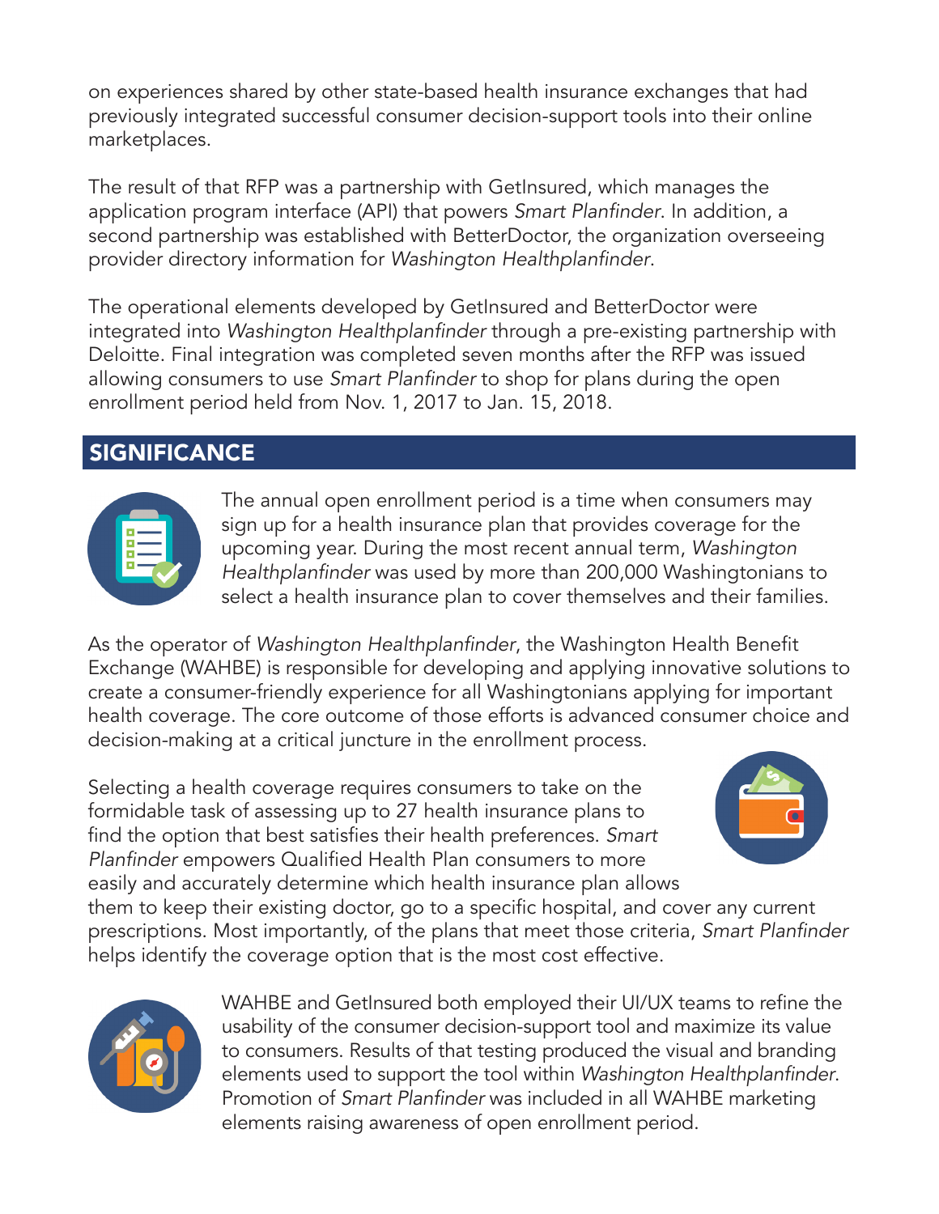on experiences shared by other state-based health insurance exchanges that had previously integrated successful consumer decision-support tools into their online marketplaces.

The result of that RFP was a partnership with GetInsured, which manages the application program interface (API) that powers *Smart Planfinder*. In addition, a second partnership was established with BetterDoctor, the organization overseeing provider directory information for *Washington Healthplanfinder*.

The operational elements developed by GetInsured and BetterDoctor were integrated into *Washington Healthplanfinder* through a pre-existing partnership with Deloitte. Final integration was completed seven months after the RFP was issued allowing consumers to use *Smart Planfinder* to shop for plans during the open enrollment period held from Nov. 1, 2017 to Jan. 15, 2018.

## SIGNIFICANCE

The annual open enrollment period is a time when consumers may sign up for a health insurance plan that provides coverage for the upcoming year. During the most recent annual term, *Washington Healthplanfinder* was used by more than 200,000 Washingtonians to select a health insurance plan to cover themselves and their families.

As the operator of *Washington Healthplanfinder*, the Washington Health Benefit Exchange (WAHBE) is responsible for developing and applying innovative solutions to create a consumer-friendly experience for all Washingtonians applying for important health coverage. The core outcome of those efforts is advanced consumer choice and decision-making at a critical juncture in the enrollment process.

Selecting a health coverage requires consumers to take on the formidable task of assessing up to 27 health insurance plans to find the option that best satisfies their health preferences. *Smart Planfinder* empowers Qualified Health Plan consumers to more easily and accurately determine which health insurance plan allows them to keep their existing doctor, go to a specific hospital, and cover any current prescriptions. Most importantly, of the plans that meet those criteria, *Smart Planfinder* helps identify the coverage option that is the most cost effective.

WAHBE and GetInsured both employed their UI/UX teams to refine the usability of the consumer decision-support tool and maximize its value to consumers. Results of that testing produced the visual and branding elements used to support the tool within *Washington Healthplanfinder*. Promotion of *Smart Planfinder* was included in all WAHBE marketing elements raising awareness of open enrollment period.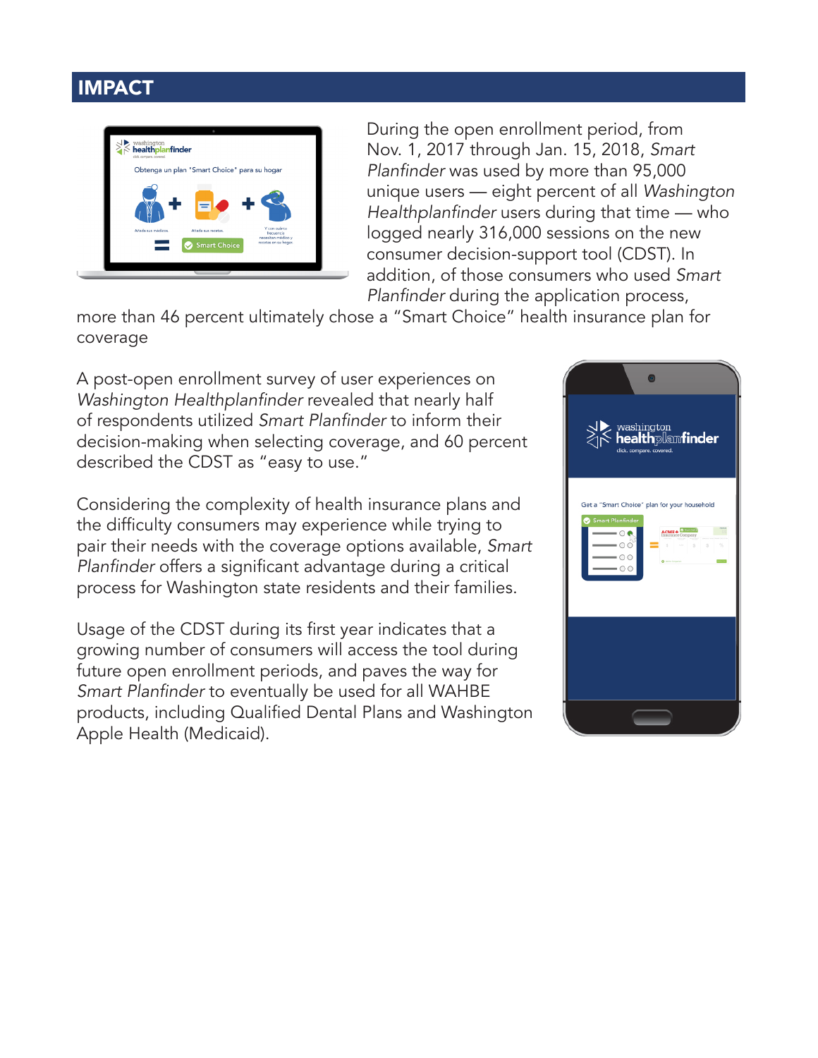## IMPACT

During the open enrollment period, from Nov. 1, 2017 through Jan. 15, 2018, *Smart Planfinder* was used by more than 95,000 unique users — eight percent of all *Washington Healthplanfinder* users during that time — who logged nearly 316,000 sessions on the new consumer decision-support tool (CDST). In addition, of those consumers who used *Smart Planfinder* during the application process, more than 46 percent ultimately chose a "Smart Choice" health insurance plan for coverage

A post-open enrollment survey of user experiences on *Washington Healthplanfinder* revealed that nearly half of respondents utilized *Smart Planfinder* to inform their decision-making when selecting coverage, and 60 percent described the CDST as "easy to use."

Considering the complexity of health insurance plans and the difficulty consumers may experience while trying to pair their needs with the coverage options available, *Smart Planfinder* offers a significant advantage during a critical process for Washington state residents and their families.

Usage of the CDST during its first year indicates that a growing number of consumers will access the tool during future open enrollment periods, and paves the way for *Smart Planfinder* to eventually be used for all WAHBE products, including Qualified Dental Plans and Washington Apple Health (Medicaid).